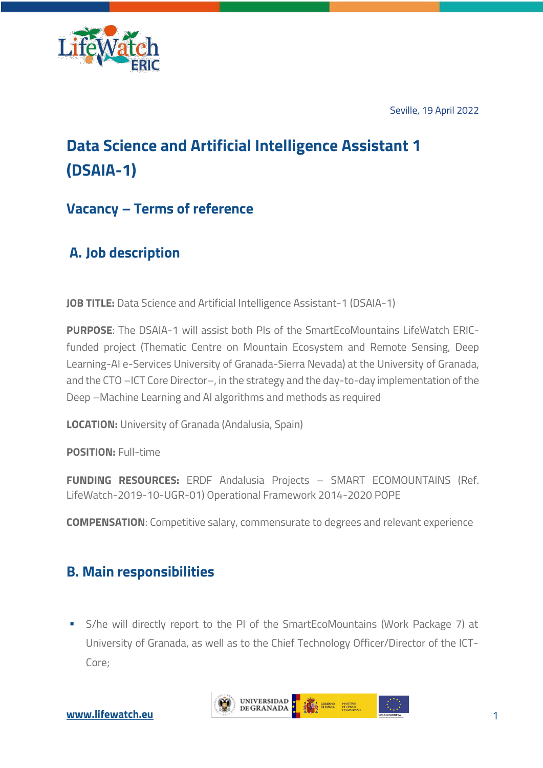Seville, 19 April 2022

# Data Science and Artificial Intelligence Assistant 1 (DSAIA-1)

## Vacancy – Terms of reference

## A. Job description

**JOB TITLE:** Data Science and Artificial Intelligence Assistant-1 (DSAIA-1)

**PURPOSE**: The DSAIA-1 will assist both PIs of the SmartEcoMountains LifeWatch ERIC-funded project (Thematic Centre on Mountain Ecosystem and Remote Sensing, Deep Learning-AI e-Services University of Granada-Sierra Nevada) at the University of Granada, and the CTO –ICT Core Director–, in the strategy and the day-to-day implementation of the Deep –Machine Learning and AI algorithms and methods as required

**LOCATION:** University of Granada (Andalusia, Spain)

**POSITION:** Full-time

**FUNDING RESOURCES:** ERDF Andalusia Projects – SMART ECOMOUNTAINS (Ref. LifeWatch-2019-10-UGR-01) Operational Framework 2014-2020 POPE

**COMPENSATION**: Competitive salary, commensurate to degrees and relevant experience

## B. Main responsibilities

- S/he will directly report to the PI of the SmartEcoMountains (Work Package 7) at University of Granada, as well as to the Chief Technology Officer/Director of the ICT-Core;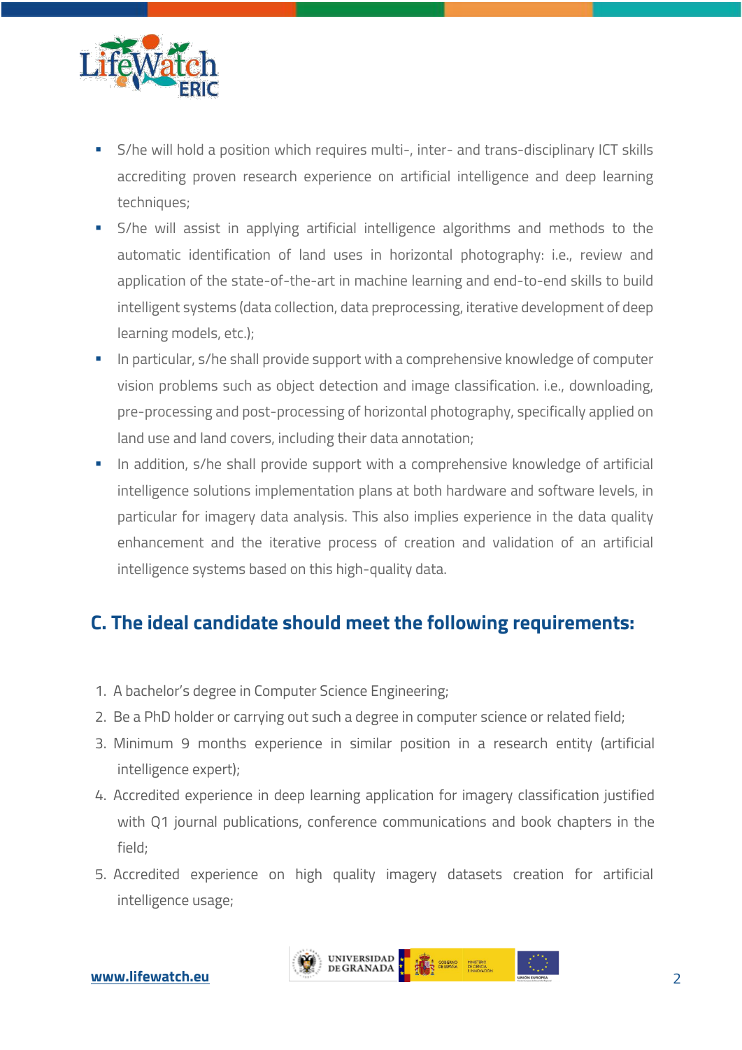- S/he will hold a position which requires multi-, inter- and trans-disciplinary ICT skills accrediting proven research experience on artificial intelligence and deep learning techniques;
- S/he will assist in applying artificial intelligence algorithms and methods to the automatic identification of land uses in horizontal photography: i.e., review and application of the state-of-the-art in machine learning and end-to-end skills to build intelligent systems (data collection, data preprocessing, iterative development of deep learning models, etc.);
- In particular, s/he shall provide support with a comprehensive knowledge of computer vision problems such as object detection and image classification. i.e., downloading, pre-processing and post-processing of horizontal photography, specifically applied on land use and land covers, including their data annotation;
- In addition, s/he shall provide support with a comprehensive knowledge of artificial intelligence solutions implementation plans at both hardware and software levels, in particular for imagery data analysis. This also implies experience in the data quality enhancement and the iterative process of creation and validation of an artificial intelligence systems based on this high-quality data.

## C. The ideal candidate should meet the following requirements:

1. A bachelor's degree in Computer Science Engineering;
2. Be a PhD holder or carrying out such a degree in computer science or related field;
3. Minimum 9 months experience in similar position in a research entity (artificial intelligence expert);
4. Accredited experience in deep learning application for imagery classification justified with Q1 journal publications, conference communications and book chapters in the field;
5. Accredited experience on high quality imagery datasets creation for artificial intelligence usage;

www.lifewatch.eu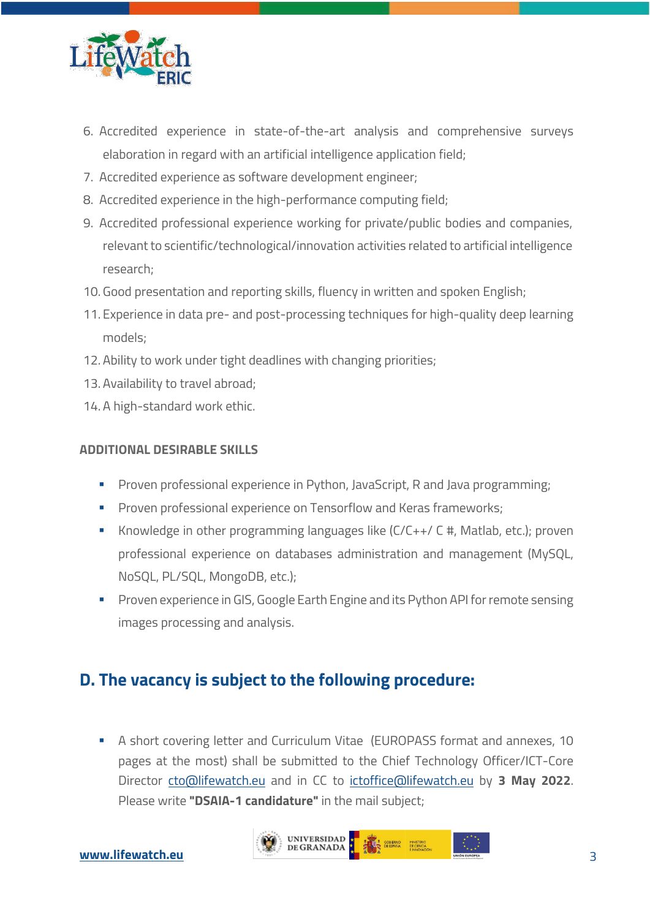6. Accredited experience in state-of-the-art analysis and comprehensive surveys elaboration in regard with an artificial intelligence application field;
7. Accredited experience as software development engineer;
8. Accredited experience in the high-performance computing field;
9. Accredited professional experience working for private/public bodies and companies, relevant to scientific/technological/innovation activities related to artificial intelligence research;
10. Good presentation and reporting skills, fluency in written and spoken English;
11. Experience in data pre- and post-processing techniques for high-quality deep learning models;
12. Ability to work under tight deadlines with changing priorities;
13. Availability to travel abroad;
14. A high-standard work ethic.

**ADDITIONAL DESIRABLE SKILLS**

- Proven professional experience in Python, JavaScript, R and Java programming;
- Proven professional experience on Tensorflow and Keras frameworks;
- Knowledge in other programming languages like (C/C++/ C #, Matlab, etc.); proven professional experience on databases administration and management (MySQL, NoSQL, PL/SQL, MongoDB, etc.);
- Proven experience in GIS, Google Earth Engine and its Python API for remote sensing images processing and analysis.

## D. The vacancy is subject to the following procedure:

- A short covering letter and Curriculum Vitae (EUROPASS format and annexes, 10 pages at the most) shall be submitted to the Chief Technology Officer/ICT-Core Director cto@lifewatch.eu and in CC to ictoffice@lifewatch.eu by **3 May 2022**. Please write **"DSAIA-1 candidature"** in the mail subject;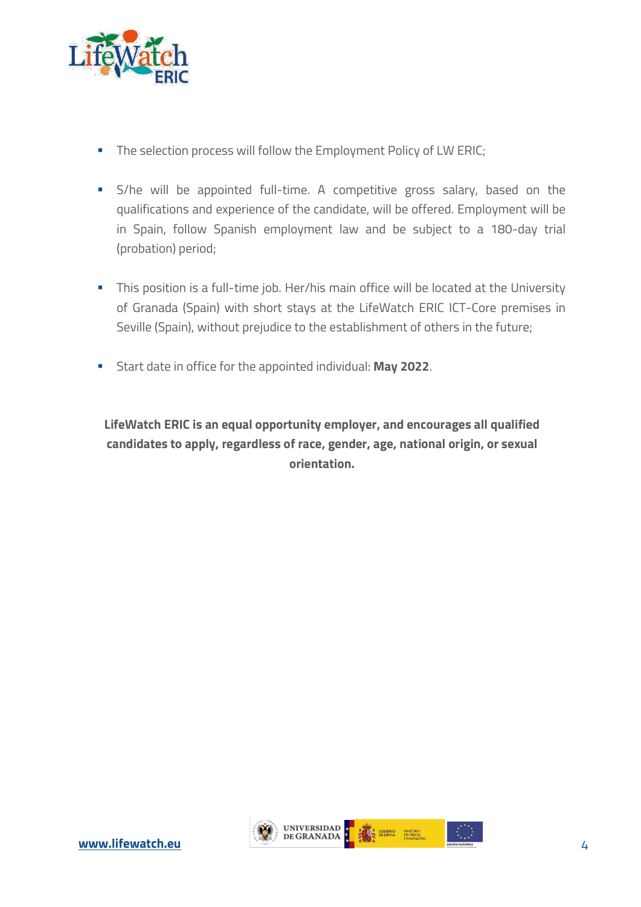- The selection process will follow the Employment Policy of LW ERIC;

- S/he will be appointed full-time. A competitive gross salary, based on the qualifications and experience of the candidate, will be offered. Employment will be in Spain, follow Spanish employment law and be subject to a 180-day trial (probation) period;

- This position is a full-time job. Her/his main office will be located at the University of Granada (Spain) with short stays at the LifeWatch ERIC ICT-Core premises in Seville (Spain), without prejudice to the establishment of others in the future;

- Start date in office for the appointed individual: **May 2022**.

**LifeWatch ERIC is an equal opportunity employer, and encourages all qualified candidates to apply, regardless of race, gender, age, national origin, or sexual orientation.**